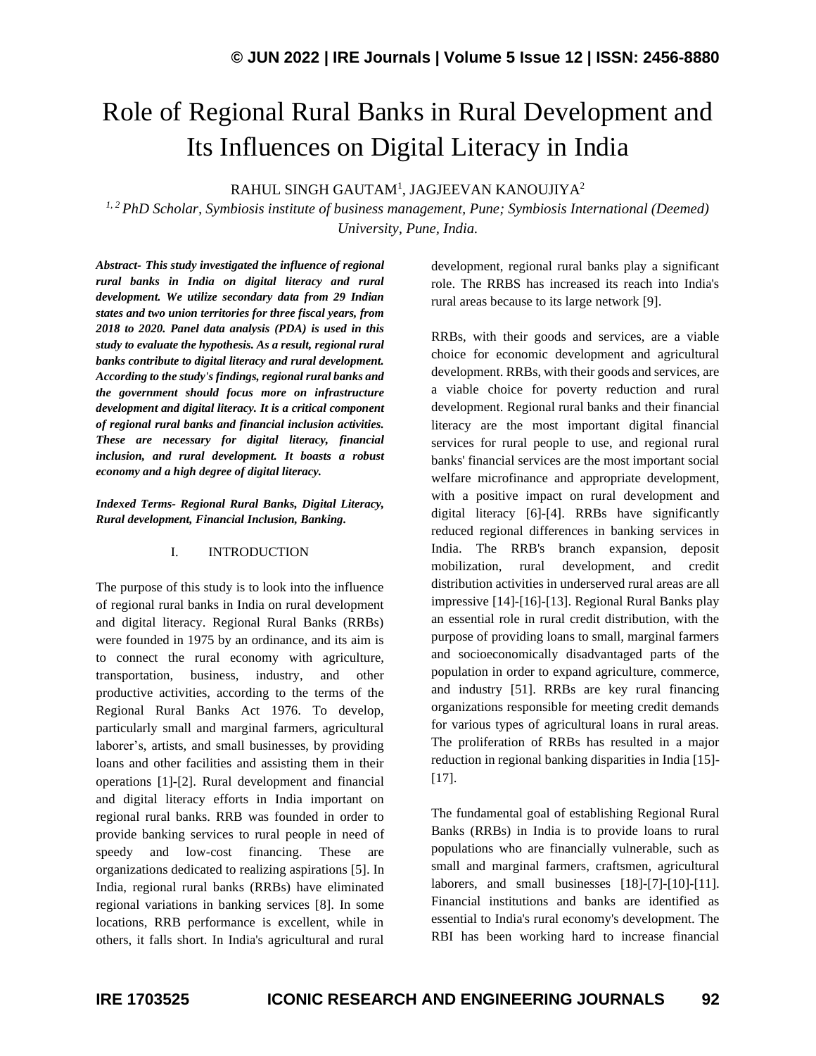# Role of Regional Rural Banks in Rural Development and Its Influences on Digital Literacy in India

RAHUL SINGH GAUTAM[1], JAGJEEVAN KANOUJIYA[2]

[1, 2] *PhD Scholar, Symbiosis institute of business management, Pune; Symbiosis International (Deemed) University, Pune, India.*

***Abstract-** This study investigated the influence of regional rural banks in India on digital literacy and rural development. We utilize secondary data from 29 Indian states and two union territories for three fiscal years, from 2018 to 2020. Panel data analysis (PDA) is used in this study to evaluate the hypothesis. As a result, regional rural banks contribute to digital literacy and rural development. According to the study's findings, regional rural banks and the government should focus more on infrastructure development and digital literacy. It is a critical component of regional rural banks and financial inclusion activities. These are necessary for digital literacy, financial inclusion, and rural development. It boasts a robust economy and a high degree of digital literacy.*

***Indexed Terms-** Regional Rural Banks, Digital Literacy, Rural development, Financial Inclusion, Banking.*

## I. INTRODUCTION

The purpose of this study is to look into the influence of regional rural banks in India on rural development and digital literacy. Regional Rural Banks (RRBs) were founded in 1975 by an ordinance, and its aim is to connect the rural economy with agriculture, transportation, business, industry, and other productive activities, according to the terms of the Regional Rural Banks Act 1976. To develop, particularly small and marginal farmers, agricultural laborer's, artists, and small businesses, by providing loans and other facilities and assisting them in their operations [1]-[2]. Rural development and financial and digital literacy efforts in India important on regional rural banks. RRB was founded in order to provide banking services to rural people in need of speedy and low-cost financing. These are organizations dedicated to realizing aspirations [5]. In India, regional rural banks (RRBs) have eliminated regional variations in banking services [8]. In some locations, RRB performance is excellent, while in others, it falls short. In India's agricultural and rural development, regional rural banks play a significant role. The RRBS has increased its reach into India's rural areas because to its large network [9].

RRBs, with their goods and services, are a viable choice for economic development and agricultural development. RRBs, with their goods and services, are a viable choice for poverty reduction and rural development. Regional rural banks and their financial literacy are the most important digital financial services for rural people to use, and regional rural banks' financial services are the most important social welfare microfinance and appropriate development, with a positive impact on rural development and digital literacy [6]-[4]. RRBs have significantly reduced regional differences in banking services in India. The RRB's branch expansion, deposit mobilization, rural development, and credit distribution activities in underserved rural areas are all impressive [14]-[16]-[13]. Regional Rural Banks play an essential role in rural credit distribution, with the purpose of providing loans to small, marginal farmers and socioeconomically disadvantaged parts of the population in order to expand agriculture, commerce, and industry [51]. RRBs are key rural financing organizations responsible for meeting credit demands for various types of agricultural loans in rural areas. The proliferation of RRBs has resulted in a major reduction in regional banking disparities in India [15]-[17].

The fundamental goal of establishing Regional Rural Banks (RRBs) in India is to provide loans to rural populations who are financially vulnerable, such as small and marginal farmers, craftsmen, agricultural laborers, and small businesses [18]-[7]-[10]-[11]. Financial institutions and banks are identified as essential to India's rural economy's development. The RBI has been working hard to increase financial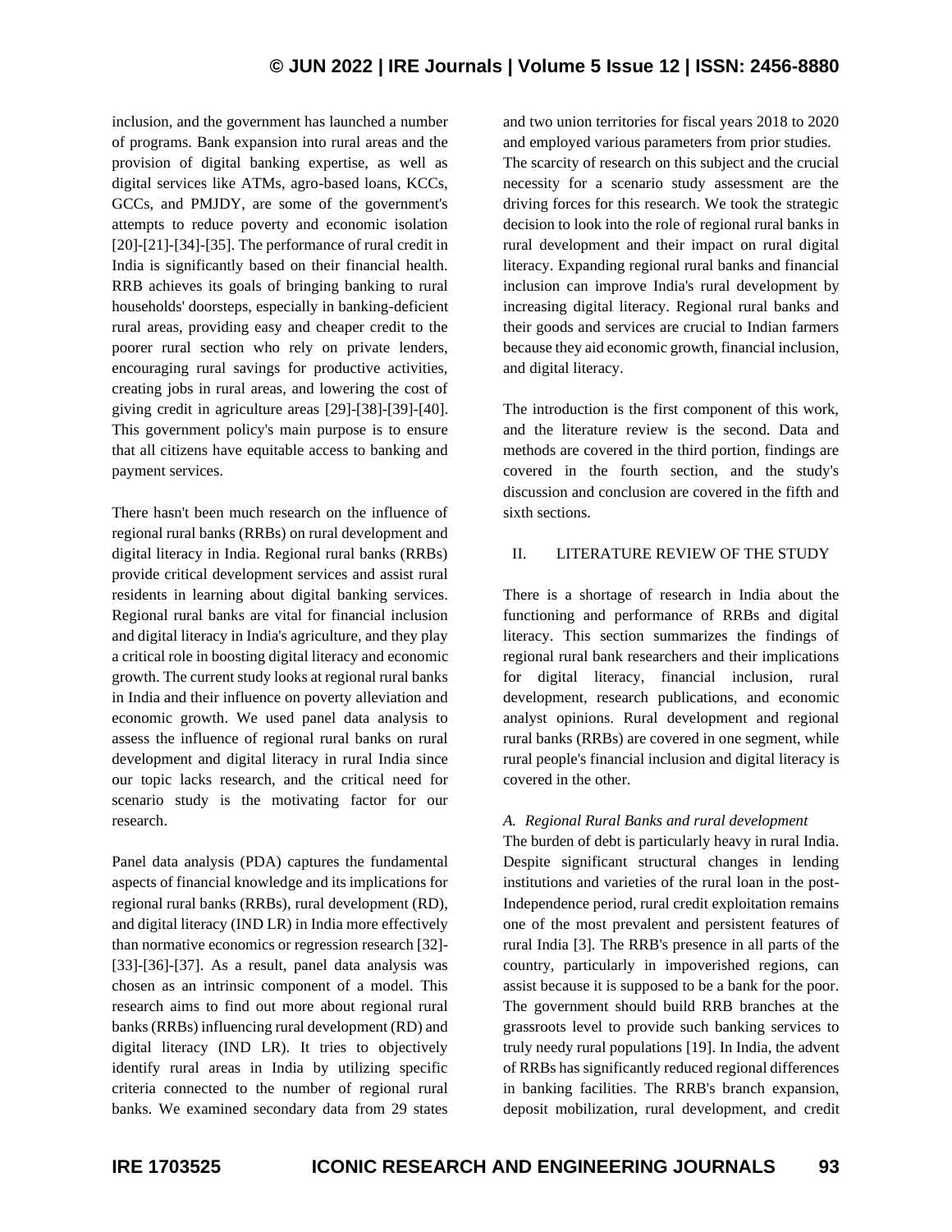inclusion, and the government has launched a number of programs. Bank expansion into rural areas and the provision of digital banking expertise, as well as digital services like ATMs, agro-based loans, KCCs, GCCs, and PMJDY, are some of the government's attempts to reduce poverty and economic isolation [20]-[21]-[34]-[35]. The performance of rural credit in India is significantly based on their financial health. RRB achieves its goals of bringing banking to rural households' doorsteps, especially in banking-deficient rural areas, providing easy and cheaper credit to the poorer rural section who rely on private lenders, encouraging rural savings for productive activities, creating jobs in rural areas, and lowering the cost of giving credit in agriculture areas [29]-[38]-[39]-[40]. This government policy's main purpose is to ensure that all citizens have equitable access to banking and payment services.

There hasn't been much research on the influence of regional rural banks (RRBs) on rural development and digital literacy in India. Regional rural banks (RRBs) provide critical development services and assist rural residents in learning about digital banking services. Regional rural banks are vital for financial inclusion and digital literacy in India's agriculture, and they play a critical role in boosting digital literacy and economic growth. The current study looks at regional rural banks in India and their influence on poverty alleviation and economic growth. We used panel data analysis to assess the influence of regional rural banks on rural development and digital literacy in rural India since our topic lacks research, and the critical need for scenario study is the motivating factor for our research.

Panel data analysis (PDA) captures the fundamental aspects of financial knowledge and its implications for regional rural banks (RRBs), rural development (RD), and digital literacy (IND LR) in India more effectively than normative economics or regression research [32]-[33]-[36]-[37]. As a result, panel data analysis was chosen as an intrinsic component of a model. This research aims to find out more about regional rural banks (RRBs) influencing rural development (RD) and digital literacy (IND LR). It tries to objectively identify rural areas in India by utilizing specific criteria connected to the number of regional rural banks. We examined secondary data from 29 states and two union territories for fiscal years 2018 to 2020 and employed various parameters from prior studies. The scarcity of research on this subject and the crucial necessity for a scenario study assessment are the driving forces for this research. We took the strategic decision to look into the role of regional rural banks in rural development and their impact on rural digital literacy. Expanding regional rural banks and financial inclusion can improve India's rural development by increasing digital literacy. Regional rural banks and their goods and services are crucial to Indian farmers because they aid economic growth, financial inclusion, and digital literacy.

The introduction is the first component of this work, and the literature review is the second. Data and methods are covered in the third portion, findings are covered in the fourth section, and the study's discussion and conclusion are covered in the fifth and sixth sections.

## II. LITERATURE REVIEW OF THE STUDY

There is a shortage of research in India about the functioning and performance of RRBs and digital literacy. This section summarizes the findings of regional rural bank researchers and their implications for digital literacy, financial inclusion, rural development, research publications, and economic analyst opinions. Rural development and regional rural banks (RRBs) are covered in one segment, while rural people's financial inclusion and digital literacy is covered in the other.

### *A. Regional Rural Banks and rural development*

The burden of debt is particularly heavy in rural India. Despite significant structural changes in lending institutions and varieties of the rural loan in the post-Independence period, rural credit exploitation remains one of the most prevalent and persistent features of rural India [3]. The RRB's presence in all parts of the country, particularly in impoverished regions, can assist because it is supposed to be a bank for the poor. The government should build RRB branches at the grassroots level to provide such banking services to truly needy rural populations [19]. In India, the advent of RRBs has significantly reduced regional differences in banking facilities. The RRB's branch expansion, deposit mobilization, rural development, and credit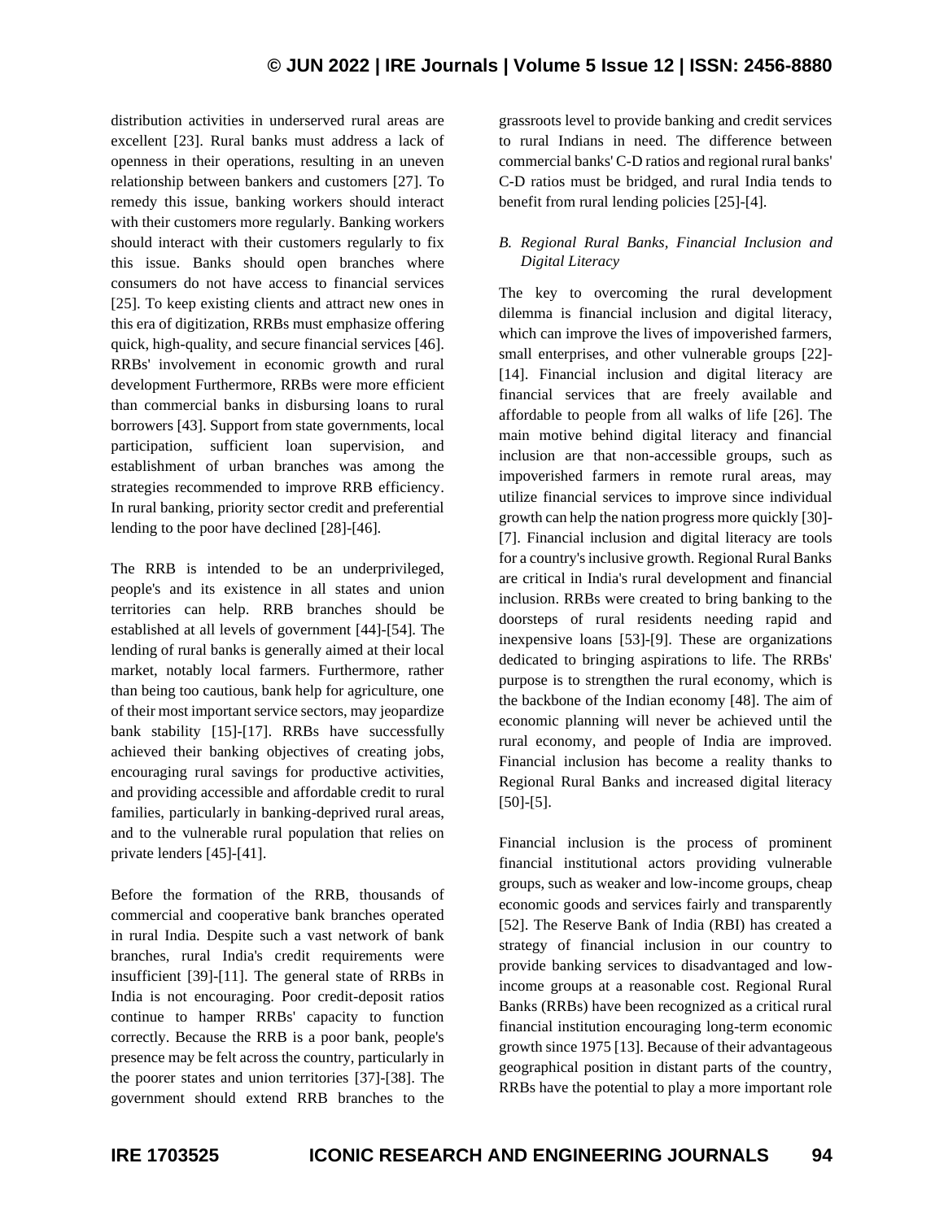distribution activities in underserved rural areas are excellent [23]. Rural banks must address a lack of openness in their operations, resulting in an uneven relationship between bankers and customers [27]. To remedy this issue, banking workers should interact with their customers more regularly. Banking workers should interact with their customers regularly to fix this issue. Banks should open branches where consumers do not have access to financial services [25]. To keep existing clients and attract new ones in this era of digitization, RRBs must emphasize offering quick, high-quality, and secure financial services [46]. RRBs' involvement in economic growth and rural development Furthermore, RRBs were more efficient than commercial banks in disbursing loans to rural borrowers [43]. Support from state governments, local participation, sufficient loan supervision, and establishment of urban branches was among the strategies recommended to improve RRB efficiency. In rural banking, priority sector credit and preferential lending to the poor have declined [28]-[46].

The RRB is intended to be an underprivileged, people's and its existence in all states and union territories can help. RRB branches should be established at all levels of government [44]-[54]. The lending of rural banks is generally aimed at their local market, notably local farmers. Furthermore, rather than being too cautious, bank help for agriculture, one of their most important service sectors, may jeopardize bank stability [15]-[17]. RRBs have successfully achieved their banking objectives of creating jobs, encouraging rural savings for productive activities, and providing accessible and affordable credit to rural families, particularly in banking-deprived rural areas, and to the vulnerable rural population that relies on private lenders [45]-[41].

Before the formation of the RRB, thousands of commercial and cooperative bank branches operated in rural India. Despite such a vast network of bank branches, rural India's credit requirements were insufficient [39]-[11]. The general state of RRBs in India is not encouraging. Poor credit-deposit ratios continue to hamper RRBs' capacity to function correctly. Because the RRB is a poor bank, people's presence may be felt across the country, particularly in the poorer states and union territories [37]-[38]. The government should extend RRB branches to the grassroots level to provide banking and credit services to rural Indians in need. The difference between commercial banks' C-D ratios and regional rural banks' C-D ratios must be bridged, and rural India tends to benefit from rural lending policies [25]-[4].

### *B. Regional Rural Banks, Financial Inclusion and Digital Literacy*

The key to overcoming the rural development dilemma is financial inclusion and digital literacy, which can improve the lives of impoverished farmers, small enterprises, and other vulnerable groups [22]-[14]. Financial inclusion and digital literacy are financial services that are freely available and affordable to people from all walks of life [26]. The main motive behind digital literacy and financial inclusion are that non-accessible groups, such as impoverished farmers in remote rural areas, may utilize financial services to improve since individual growth can help the nation progress more quickly [30]-[7]. Financial inclusion and digital literacy are tools for a country's inclusive growth. Regional Rural Banks are critical in India's rural development and financial inclusion. RRBs were created to bring banking to the doorsteps of rural residents needing rapid and inexpensive loans [53]-[9]. These are organizations dedicated to bringing aspirations to life. The RRBs' purpose is to strengthen the rural economy, which is the backbone of the Indian economy [48]. The aim of economic planning will never be achieved until the rural economy, and people of India are improved. Financial inclusion has become a reality thanks to Regional Rural Banks and increased digital literacy [50]-[5].

Financial inclusion is the process of prominent financial institutional actors providing vulnerable groups, such as weaker and low-income groups, cheap economic goods and services fairly and transparently [52]. The Reserve Bank of India (RBI) has created a strategy of financial inclusion in our country to provide banking services to disadvantaged and low-income groups at a reasonable cost. Regional Rural Banks (RRBs) have been recognized as a critical rural financial institution encouraging long-term economic growth since 1975 [13]. Because of their advantageous geographical position in distant parts of the country, RRBs have the potential to play a more important role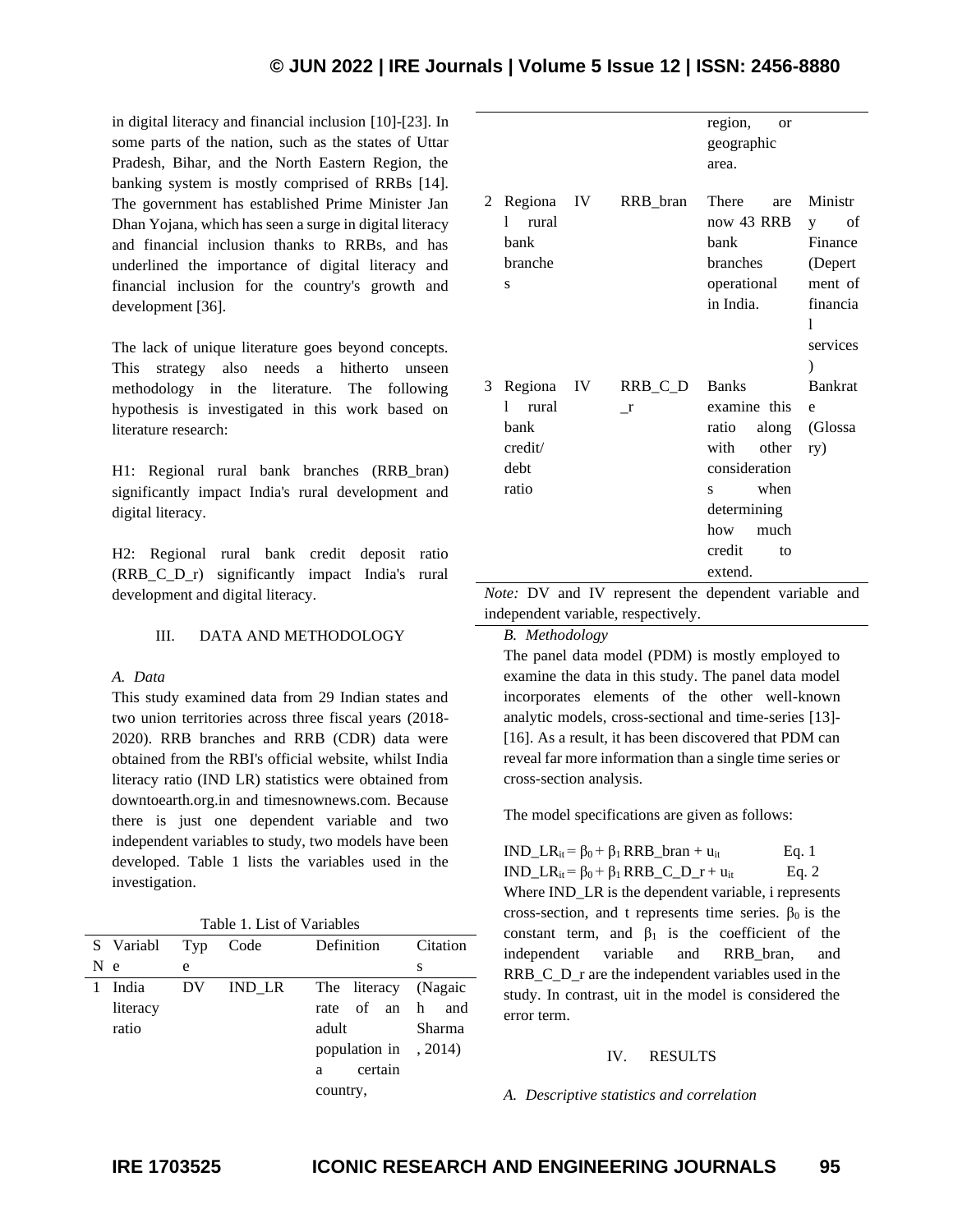in digital literacy and financial inclusion [10]-[23]. In some parts of the nation, such as the states of Uttar Pradesh, Bihar, and the North Eastern Region, the banking system is mostly comprised of RRBs [14]. The government has established Prime Minister Jan Dhan Yojana, which has seen a surge in digital literacy and financial inclusion thanks to RRBs, and has underlined the importance of digital literacy and financial inclusion for the country's growth and development [36].

The lack of unique literature goes beyond concepts. This strategy also needs a hitherto unseen methodology in the literature. The following hypothesis is investigated in this work based on literature research:

H1: Regional rural bank branches (RRB_bran) significantly impact India's rural development and digital literacy.

H2: Regional rural bank credit deposit ratio (RRB_C_D_r) significantly impact India's rural development and digital literacy.

## III. DATA AND METHODOLOGY

### A. Data

This study examined data from 29 Indian states and two union territories across three fiscal years (2018-2020). RRB branches and RRB (CDR) data were obtained from the RBI's official website, whilst India literacy ratio (IND LR) statistics were obtained from downtoearth.org.in and timesnownews.com. Because there is just one dependent variable and two independent variables to study, two models have been developed. Table 1 lists the variables used in the investigation.

Table 1. List of Variables

| SN | Variable | Type | Code | Definition | Citations |
|---|---|---|---|---|---|
| 1 | India literacy ratio | DV | IND_LR | The literacy rate of an adult population in a certain country, region, or geographic area. | (Nagaich and Sharma, 2014) |
| 2 | Regional rural bank branches | IV | RRB_bran | There are now 43 RRB bank branches operational in India. | Ministry of Finance (Depertment of financial services) |
| 3 | Regional rural bank credit/debt ratio | IV | RRB_C_D_r | Banks examine this ratio along with other considerations when determining how much credit to extend. | Bankrate (Glossary) |

*Note:* DV and IV represent the dependent variable and independent variable, respectively.

### B. Methodology

The panel data model (PDM) is mostly employed to examine the data in this study. The panel data model incorporates elements of the other well-known analytic models, cross-sectional and time-series [13]-[16]. As a result, it has been discovered that PDM can reveal far more information than a single time series or cross-section analysis.

The model specifications are given as follows:

$$IND\_LR_{it} = \beta_0 + \beta_1 \, RRB\_bran + u_{it} \quad \text{Eq. 1}$$

$$IND\_LR_{it} = \beta_0 + \beta_1 \, RRB\_C\_D\_r + u_{it} \quad \text{Eq. 2}$$

Where IND_LR is the dependent variable, i represents cross-section, and t represents time series. $\beta_0$ is the constant term, and $\beta_1$ is the coefficient of the independent variable and RRB_bran, and RRB_C_D_r are the independent variables used in the study. In contrast, uit in the model is considered the error term.

## IV. RESULTS

### A. Descriptive statistics and correlation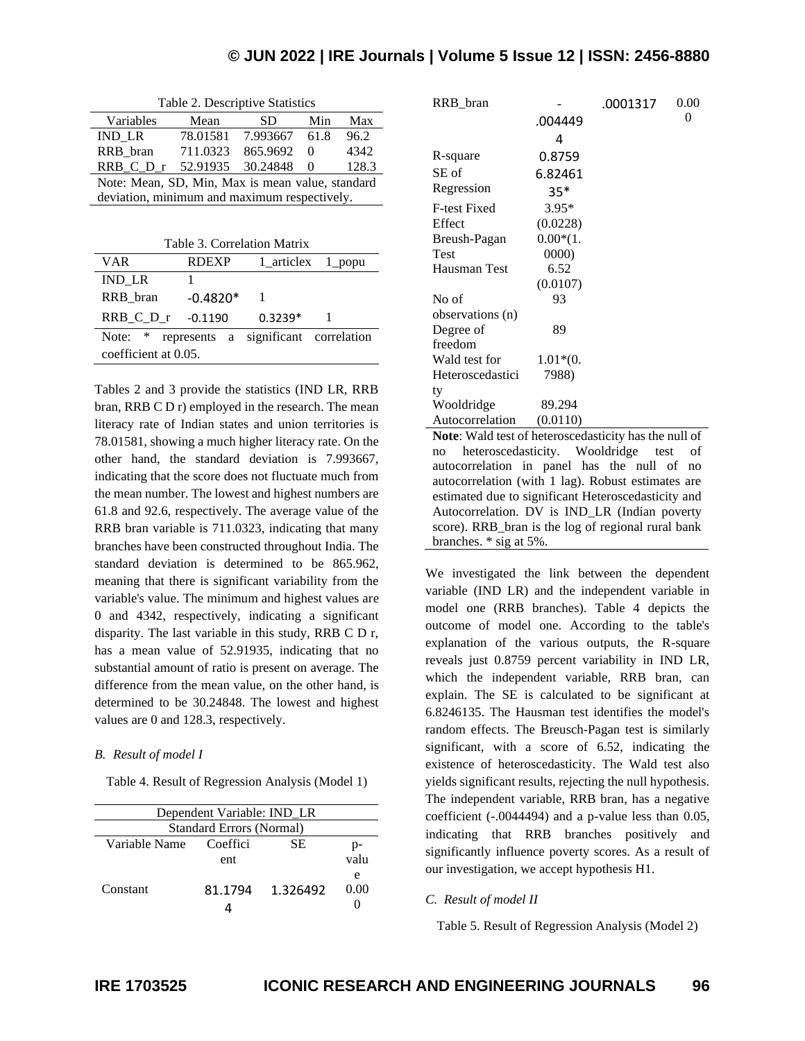Table 2. Descriptive Statistics

| Variables | Mean | SD | Min | Max |
|---|---|---|---|---|
| IND_LR | 78.01581 | 7.993667 | 61.8 | 96.2 |
| RRB_bran | 711.0323 | 865.9692 | 0 | 4342 |
| RRB_C_D_r | 52.91935 | 30.24848 | 0 | 128.3 |

Note: Mean, SD, Min, Max is mean value, standard deviation, minimum and maximum respectively.

Table 3. Correlation Matrix

| VAR | RDEXP | 1_articlex | 1_popu |
|---|---|---|---|
| IND_LR | 1 | | |
| RRB_bran | -0.4820* | 1 | |
| RRB_C_D_r | -0.1190 | 0.3239* | 1 |

Note: * represents a significant correlation coefficient at 0.05.

Tables 2 and 3 provide the statistics (IND LR, RRB bran, RRB C D r) employed in the research. The mean literacy rate of Indian states and union territories is 78.01581, showing a much higher literacy rate. On the other hand, the standard deviation is 7.993667, indicating that the score does not fluctuate much from the mean number. The lowest and highest numbers are 61.8 and 92.6, respectively. The average value of the RRB bran variable is 711.0323, indicating that many branches have been constructed throughout India. The standard deviation is determined to be 865.962, meaning that there is significant variability from the variable's value. The minimum and highest values are 0 and 4342, respectively, indicating a significant disparity. The last variable in this study, RRB C D r, has a mean value of 52.91935, indicating that no substantial amount of ratio is present on average. The difference from the mean value, on the other hand, is determined to be 30.24848. The lowest and highest values are 0 and 128.3, respectively.

*B. Result of model I*

Table 4. Result of Regression Analysis (Model 1)

| Dependent Variable: IND_LR | | | |
|---|---|---|---|
| Standard Errors (Normal) | | | |
| Variable Name | Coefficient | SE | p-value |
| Constant | 81.17944 | 1.326492 | 0.000 |
| RRB_bran | -.0044494 | .0001317 | 0.000 |
| R-square | 0.8759 | | |
| SE of Regression | 6.8246135* | | |
| F-test Fixed Effect | 3.95* (0.0228) | | |
| Breush-Pagan Test | 0.00*(1.0000) | | |
| Hausman Test | 6.52 (0.0107) | | |
| No of observations (n) | 93 | | |
| Degree of freedom | 89 | | |
| Wald test for Heteroscedasticity | 1.01*(0.7988) | | |
| Wooldridge Autocorrelation | 89.294 (0.0110) | | |

**Note**: Wald test of heteroscedasticity has the null of no heteroscedasticity. Wooldridge test of autocorrelation in panel has the null of no autocorrelation (with 1 lag). Robust estimates are estimated due to significant Heteroscedasticity and Autocorrelation. DV is IND_LR (Indian poverty score). RRB_bran is the log of regional rural bank branches. * sig at 5%.

We investigated the link between the dependent variable (IND LR) and the independent variable in model one (RRB branches). Table 4 depicts the outcome of model one. According to the table's explanation of the various outputs, the R-square reveals just 0.8759 percent variability in IND LR, which the independent variable, RRB bran, can explain. The SE is calculated to be significant at 6.8246135. The Hausman test identifies the model's random effects. The Breusch-Pagan test is similarly significant, with a score of 6.52, indicating the existence of heteroscedasticity. The Wald test also yields significant results, rejecting the null hypothesis. The independent variable, RRB bran, has a negative coefficient (-.0044494) and a p-value less than 0.05, indicating that RRB branches positively and significantly influence poverty scores. As a result of our investigation, we accept hypothesis H1.

*C. Result of model II*

Table 5. Result of Regression Analysis (Model 2)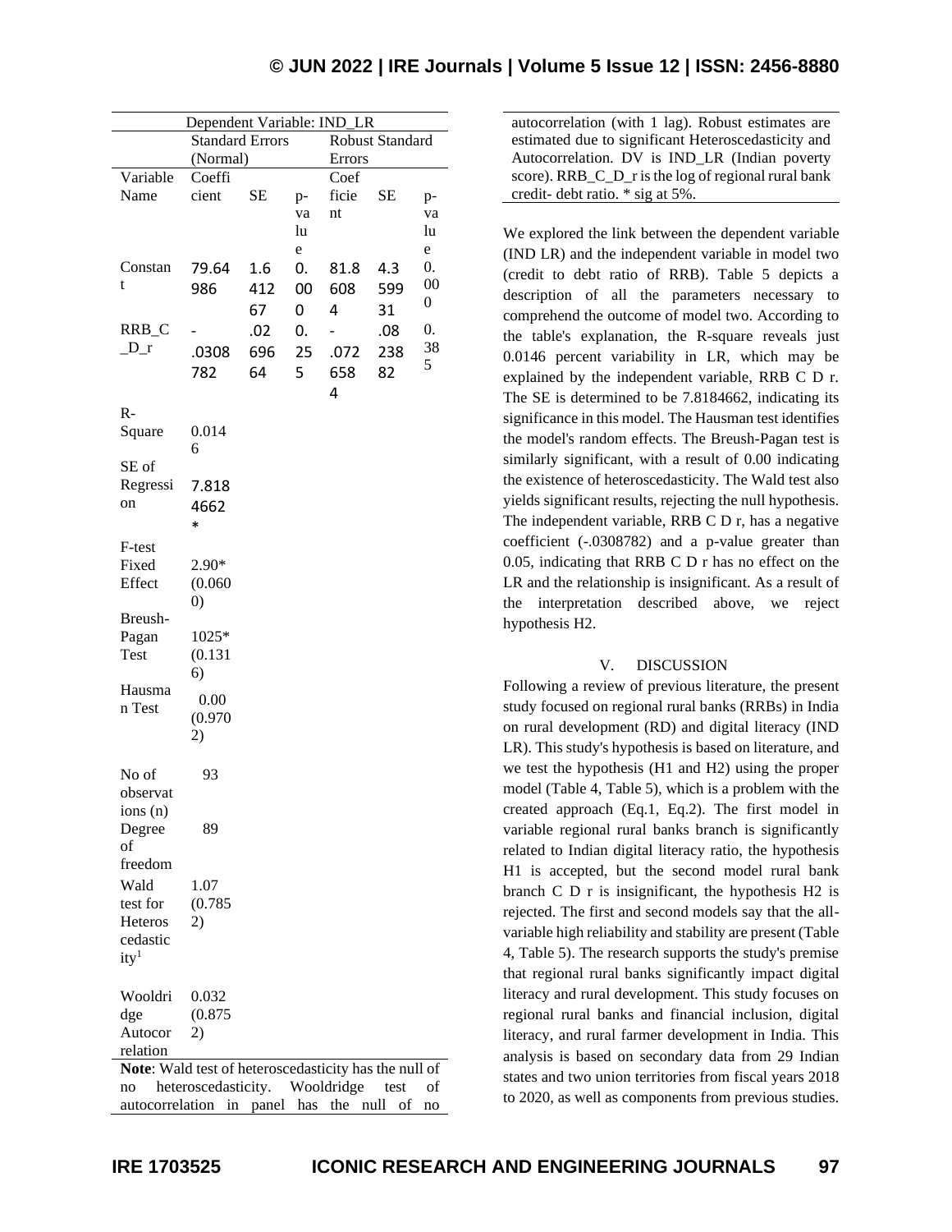| Dependent Variable: IND_LR | | | | | | |
|---|---|---|---|---|---|---|
| | Standard Errors (Normal) | | | Robust Standard Errors | | |
| Variable Name | Coefficient | SE | p-value | Coefficient | SE | p-value |
| Constant | 79.64986 | 1.641267 | 0.000 | 81.86084 | 4.359931 | 0.000 |
| RRB_C_D_r | -.0308782 | .0269664 | 0.255 | -.0726584 | .0823882 | 0.385 |
| R-Square | 0.0146 | | | | | |
| SE of Regression | 7.8184662* | | | | | |
| F-test Fixed Effect | 2.90* (0.0600) | | | | | |
| Breush-Pagan Test | 1025* (0.1316) | | | | | |
| Hausman Test | 0.00 (0.9702) | | | | | |
| No of observations (n) | 93 | | | | | |
| Degree of freedom | 89 | | | | | |
| Wald test for Heteroscedasticity[1] | 1.07 (0.7852) | | | | | |
| Wooldridge Autocorrelation | 0.032 (0.8752) | | | | | |

**Note**: Wald test of heteroscedasticity has the null of no heteroscedasticity. Wooldridge test of autocorrelation in panel has the null of no autocorrelation (with 1 lag). Robust estimates are estimated due to significant Heteroscedasticity and Autocorrelation. DV is IND_LR (Indian poverty score). RRB_C_D_r is the log of regional rural bank credit- debt ratio. * sig at 5%.

We explored the link between the dependent variable (IND LR) and the independent variable in model two (credit to debt ratio of RRB). Table 5 depicts a description of all the parameters necessary to comprehend the outcome of model two. According to the table's explanation, the R-square reveals just 0.0146 percent variability in LR, which may be explained by the independent variable, RRB C D r. The SE is determined to be 7.8184662, indicating its significance in this model. The Hausman test identifies the model's random effects. The Breush-Pagan test is similarly significant, with a result of 0.00 indicating the existence of heteroscedasticity. The Wald test also yields significant results, rejecting the null hypothesis. The independent variable, RRB C D r, has a negative coefficient (-.0308782) and a p-value greater than 0.05, indicating that RRB C D r has no effect on the LR and the relationship is insignificant. As a result of the interpretation described above, we reject hypothesis H2.

## V. DISCUSSION

Following a review of previous literature, the present study focused on regional rural banks (RRBs) in India on rural development (RD) and digital literacy (IND LR). This study's hypothesis is based on literature, and we test the hypothesis (H1 and H2) using the proper model (Table 4, Table 5), which is a problem with the created approach (Eq.1, Eq.2). The first model in variable regional rural banks branch is significantly related to Indian digital literacy ratio, the hypothesis H1 is accepted, but the second model rural bank branch C D r is insignificant, the hypothesis H2 is rejected. The first and second models say that the all-variable high reliability and stability are present (Table 4, Table 5). The research supports the study's premise that regional rural banks significantly impact digital literacy and rural development. This study focuses on regional rural banks and financial inclusion, digital literacy, and rural farmer development in India. This analysis is based on secondary data from 29 Indian states and two union territories from fiscal years 2018 to 2020, as well as components from previous studies.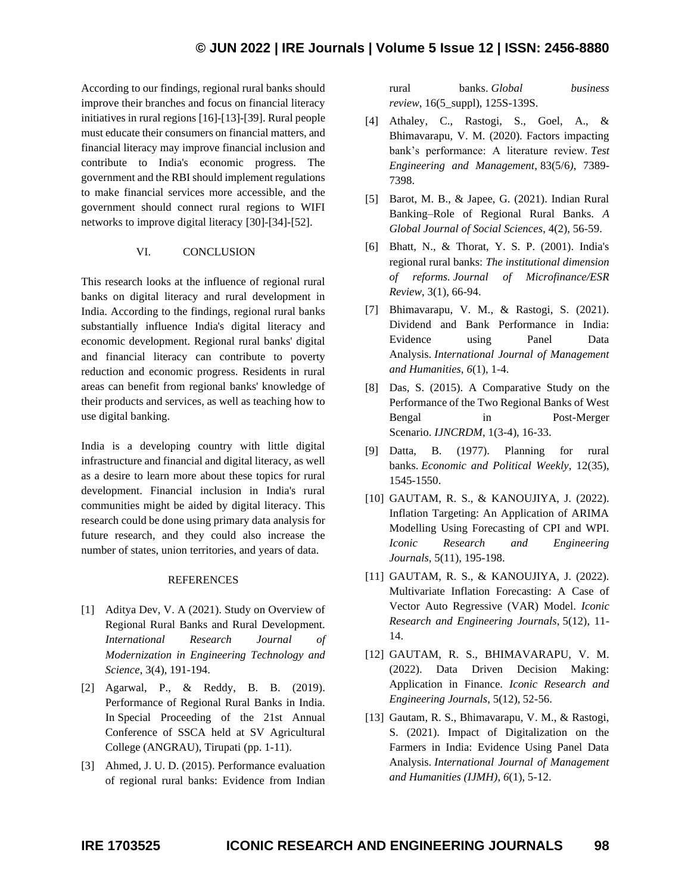According to our findings, regional rural banks should improve their branches and focus on financial literacy initiatives in rural regions [16]-[13]-[39]. Rural people must educate their consumers on financial matters, and financial literacy may improve financial inclusion and contribute to India's economic progress. The government and the RBI should implement regulations to make financial services more accessible, and the government should connect rural regions to WIFI networks to improve digital literacy [30]-[34]-[52].

## VI. CONCLUSION

This research looks at the influence of regional rural banks on digital literacy and rural development in India. According to the findings, regional rural banks substantially influence India's digital literacy and economic development. Regional rural banks' digital and financial literacy can contribute to poverty reduction and economic progress. Residents in rural areas can benefit from regional banks' knowledge of their products and services, as well as teaching how to use digital banking.

India is a developing country with little digital infrastructure and financial and digital literacy, as well as a desire to learn more about these topics for rural development. Financial inclusion in India's rural communities might be aided by digital literacy. This research could be done using primary data analysis for future research, and they could also increase the number of states, union territories, and years of data.

## REFERENCES

[1] Aditya Dev, V. A (2021). Study on Overview of Regional Rural Banks and Rural Development. *International Research Journal of Modernization in Engineering Technology and Science*, 3(4), 191-194.

[2] Agarwal, P., & Reddy, B. B. (2019). Performance of Regional Rural Banks in India. In Special Proceeding of the 21st Annual Conference of SSCA held at SV Agricultural College (ANGRAU), Tirupati (pp. 1-11).

[3] Ahmed, J. U. D. (2015). Performance evaluation of regional rural banks: Evidence from Indian rural banks. *Global business review*, 16(5_suppl), 125S-139S.

[4] Athaley, C., Rastogi, S., Goel, A., & Bhimavarapu, V. M. (2020). Factors impacting bank's performance: A literature review. *Test Engineering and Management*, 83(5/6), 7389-7398.

[5] Barot, M. B., & Japee, G. (2021). Indian Rural Banking–Role of Regional Rural Banks. *A Global Journal of Social Sciences*, 4(2), 56-59.

[6] Bhatt, N., & Thorat, Y. S. P. (2001). India's regional rural banks: *The institutional dimension of reforms. Journal of Microfinance/ESR Review*, 3(1), 66-94.

[7] Bhimavarapu, V. M., & Rastogi, S. (2021). Dividend and Bank Performance in India: Evidence using Panel Data Analysis. *International Journal of Management and Humanities*, *6*(1), 1-4.

[8] Das, S. (2015). A Comparative Study on the Performance of the Two Regional Banks of West Bengal in Post-Merger Scenario. *IJNCRDM*, 1(3-4), 16-33.

[9] Datta, B. (1977). Planning for rural banks. *Economic and Political Weekly*, 12(35), 1545-1550.

[10] GAUTAM, R. S., & KANOUJIYA, J. (2022). Inflation Targeting: An Application of ARIMA Modelling Using Forecasting of CPI and WPI. *Iconic Research and Engineering Journals*, 5(11), 195-198.

[11] GAUTAM, R. S., & KANOUJIYA, J. (2022). Multivariate Inflation Forecasting: A Case of Vector Auto Regressive (VAR) Model. *Iconic Research and Engineering Journals*, 5(12), 11-14.

[12] GAUTAM, R. S., BHIMAVARAPU, V. M. (2022). Data Driven Decision Making: Application in Finance. *Iconic Research and Engineering Journals*, 5(12), 52-56.

[13] Gautam, R. S., Bhimavarapu, V. M., & Rastogi, S. (2021). Impact of Digitalization on the Farmers in India: Evidence Using Panel Data Analysis. *International Journal of Management and Humanities (IJMH)*, *6*(1), 5-12.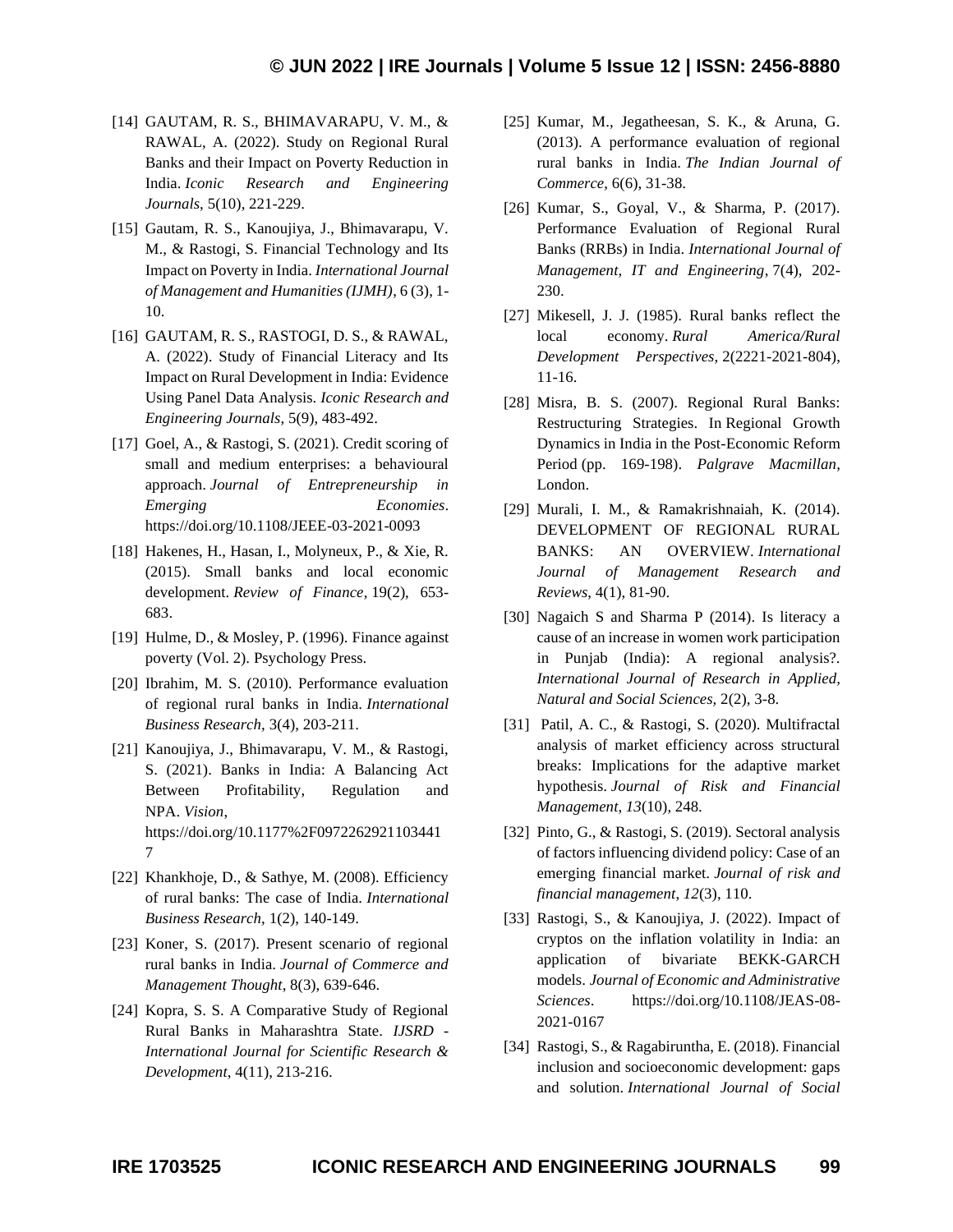[14] GAUTAM, R. S., BHIMAVARAPU, V. M., & RAWAL, A. (2022). Study on Regional Rural Banks and their Impact on Poverty Reduction in India. *Iconic Research and Engineering Journals*, 5(10), 221-229.

[15] Gautam, R. S., Kanoujiya, J., Bhimavarapu, V. M., & Rastogi, S. Financial Technology and Its Impact on Poverty in India. *International Journal of Management and Humanities (IJMH)*, 6 (3), 1-10.

[16] GAUTAM, R. S., RASTOGI, D. S., & RAWAL, A. (2022). Study of Financial Literacy and Its Impact on Rural Development in India: Evidence Using Panel Data Analysis. *Iconic Research and Engineering Journals*, 5(9), 483-492.

[17] Goel, A., & Rastogi, S. (2021). Credit scoring of small and medium enterprises: a behavioural approach. *Journal of Entrepreneurship in Emerging Economies*. https://doi.org/10.1108/JEEE-03-2021-0093

[18] Hakenes, H., Hasan, I., Molyneux, P., & Xie, R. (2015). Small banks and local economic development. *Review of Finance*, 19(2), 653-683.

[19] Hulme, D., & Mosley, P. (1996). Finance against poverty (Vol. 2). Psychology Press.

[20] Ibrahim, M. S. (2010). Performance evaluation of regional rural banks in India. *International Business Research*, 3(4), 203-211.

[21] Kanoujiya, J., Bhimavarapu, V. M., & Rastogi, S. (2021). Banks in India: A Balancing Act Between Profitability, Regulation and NPA. *Vision*, https://doi.org/10.1177%2F09722629211034417

[22] Khankhoje, D., & Sathye, M. (2008). Efficiency of rural banks: The case of India. *International Business Research*, 1(2), 140-149.

[23] Koner, S. (2017). Present scenario of regional rural banks in India. *Journal of Commerce and Management Thought*, 8(3), 639-646.

[24] Kopra, S. S. A Comparative Study of Regional Rural Banks in Maharashtra State. *IJSRD - International Journal for Scientific Research & Development*, 4(11), 213-216.

[25] Kumar, M., Jegatheesan, S. K., & Aruna, G. (2013). A performance evaluation of regional rural banks in India. *The Indian Journal of Commerce*, 6(6), 31-38.

[26] Kumar, S., Goyal, V., & Sharma, P. (2017). Performance Evaluation of Regional Rural Banks (RRBs) in India. *International Journal of Management, IT and Engineering*, 7(4), 202-230.

[27] Mikesell, J. J. (1985). Rural banks reflect the local economy. *Rural America/Rural Development Perspectives*, 2(2221-2021-804), 11-16.

[28] Misra, B. S. (2007). Regional Rural Banks: Restructuring Strategies. In Regional Growth Dynamics in India in the Post-Economic Reform Period (pp. 169-198). *Palgrave Macmillan*, London.

[29] Murali, I. M., & Ramakrishnaiah, K. (2014). DEVELOPMENT OF REGIONAL RURAL BANKS: AN OVERVIEW. *International Journal of Management Research and Reviews*, 4(1), 81-90.

[30] Nagaich S and Sharma P (2014). Is literacy a cause of an increase in women work participation in Punjab (India): A regional analysis?. *International Journal of Research in Applied, Natural and Social Sciences,* 2(2), 3-8.

[31] Patil, A. C., & Rastogi, S. (2020). Multifractal analysis of market efficiency across structural breaks: Implications for the adaptive market hypothesis. *Journal of Risk and Financial Management*, *13*(10), 248.

[32] Pinto, G., & Rastogi, S. (2019). Sectoral analysis of factors influencing dividend policy: Case of an emerging financial market. *Journal of risk and financial management*, *12*(3), 110.

[33] Rastogi, S., & Kanoujiya, J. (2022). Impact of cryptos on the inflation volatility in India: an application of bivariate BEKK-GARCH models. *Journal of Economic and Administrative Sciences*. https://doi.org/10.1108/JEAS-08-2021-0167

[34] Rastogi, S., & Ragabiruntha, E. (2018). Financial inclusion and socioeconomic development: gaps and solution. *International Journal of Social*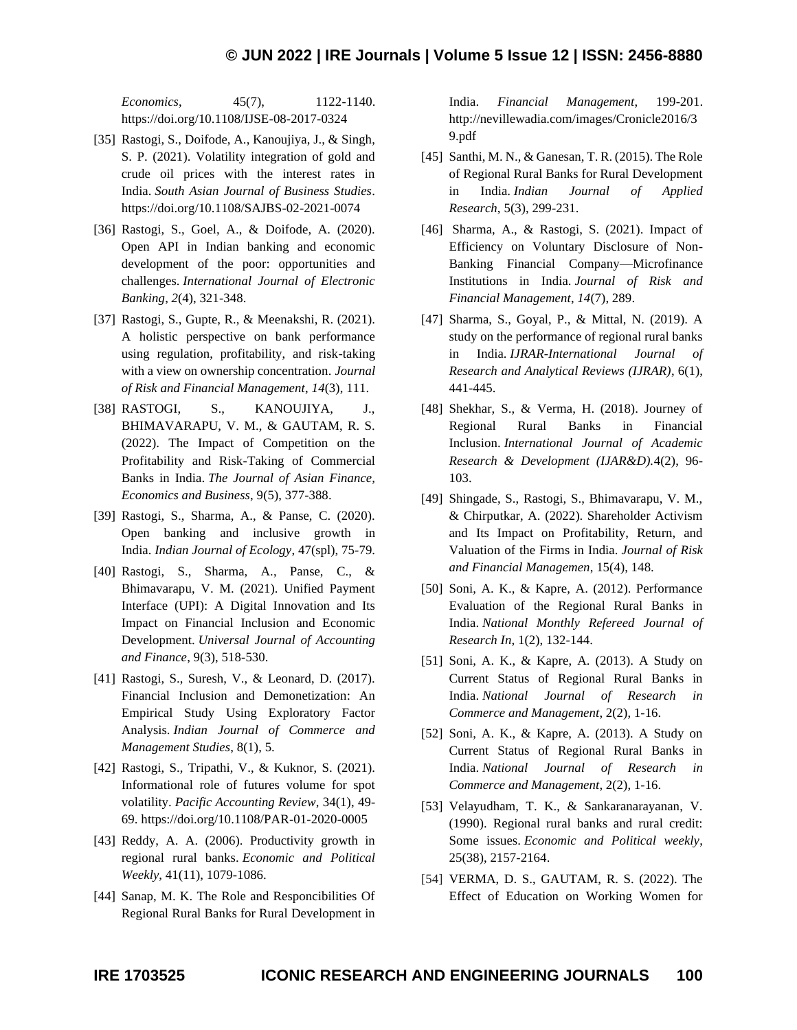*Economics*, 45(7), 1122-1140. https://doi.org/10.1108/IJSE-08-2017-0324

[35] Rastogi, S., Doifode, A., Kanoujiya, J., & Singh, S. P. (2021). Volatility integration of gold and crude oil prices with the interest rates in India. *South Asian Journal of Business Studies*. https://doi.org/10.1108/SAJBS-02-2021-0074

[36] Rastogi, S., Goel, A., & Doifode, A. (2020). Open API in Indian banking and economic development of the poor: opportunities and challenges. *International Journal of Electronic Banking*, *2*(4), 321-348.

[37] Rastogi, S., Gupte, R., & Meenakshi, R. (2021). A holistic perspective on bank performance using regulation, profitability, and risk-taking with a view on ownership concentration. *Journal of Risk and Financial Management*, *14*(3), 111.

[38] RASTOGI, S., KANOUJIYA, J., BHIMAVARAPU, V. M., & GAUTAM, R. S. (2022). The Impact of Competition on the Profitability and Risk-Taking of Commercial Banks in India. *The Journal of Asian Finance, Economics and Business*, 9(5), 377-388.

[39] Rastogi, S., Sharma, A., & Panse, C. (2020). Open banking and inclusive growth in India. *Indian Journal of Ecology*, 47(spl), 75-79.

[40] Rastogi, S., Sharma, A., Panse, C., & Bhimavarapu, V. M. (2021). Unified Payment Interface (UPI): A Digital Innovation and Its Impact on Financial Inclusion and Economic Development. *Universal Journal of Accounting and Finance*, 9(3), 518-530.

[41] Rastogi, S., Suresh, V., & Leonard, D. (2017). Financial Inclusion and Demonetization: An Empirical Study Using Exploratory Factor Analysis. *Indian Journal of Commerce and Management Studies*, 8(1), 5.

[42] Rastogi, S., Tripathi, V., & Kuknor, S. (2021). Informational role of futures volume for spot volatility. *Pacific Accounting Review*, 34(1), 49-69. https://doi.org/10.1108/PAR-01-2020-0005

[43] Reddy, A. A. (2006). Productivity growth in regional rural banks. *Economic and Political Weekly*, 41(11), 1079-1086.

[44] Sanap, M. K. The Role and Responcibilities Of Regional Rural Banks for Rural Development in India. *Financial Management*, 199-201. http://nevillewadia.com/images/Cronicle2016/39.pdf

[45] Santhi, M. N., & Ganesan, T. R. (2015). The Role of Regional Rural Banks for Rural Development in India. *Indian Journal of Applied Research*, 5(3), 299-231.

[46] Sharma, A., & Rastogi, S. (2021). Impact of Efficiency on Voluntary Disclosure of Non-Banking Financial Company—Microfinance Institutions in India. *Journal of Risk and Financial Management*, *14*(7), 289.

[47] Sharma, S., Goyal, P., & Mittal, N. (2019). A study on the performance of regional rural banks in India. *IJRAR-International Journal of Research and Analytical Reviews (IJRAR)*, 6(1), 441-445.

[48] Shekhar, S., & Verma, H. (2018). Journey of Regional Rural Banks in Financial Inclusion. *International Journal of Academic Research & Development (IJAR&D)*.4(2), 96-103.

[49] Shingade, S., Rastogi, S., Bhimavarapu, V. M., & Chirputkar, A. (2022). Shareholder Activism and Its Impact on Profitability, Return, and Valuation of the Firms in India. *Journal of Risk and Financial Managemen*, 15(4), 148.

[50] Soni, A. K., & Kapre, A. (2012). Performance Evaluation of the Regional Rural Banks in India. *National Monthly Refereed Journal of Research In*, 1(2), 132-144.

[51] Soni, A. K., & Kapre, A. (2013). A Study on Current Status of Regional Rural Banks in India. *National Journal of Research in Commerce and Management*, 2(2), 1-16.

[52] Soni, A. K., & Kapre, A. (2013). A Study on Current Status of Regional Rural Banks in India. *National Journal of Research in Commerce and Management*, 2(2), 1-16.

[53] Velayudham, T. K., & Sankaranarayanan, V. (1990). Regional rural banks and rural credit: Some issues. *Economic and Political weekly*, 25(38), 2157-2164.

[54] VERMA, D. S., GAUTAM, R. S. (2022). The Effect of Education on Working Women for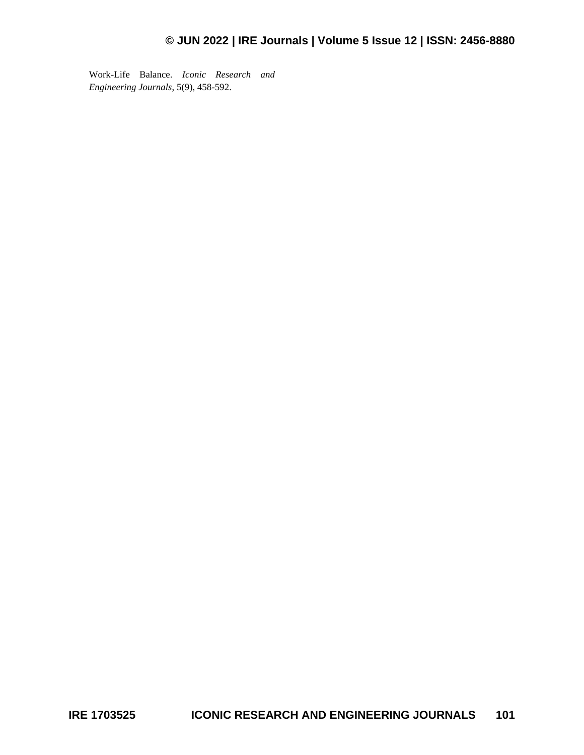Work-Life Balance. *Iconic Research and Engineering Journals*, 5(9), 458-592.